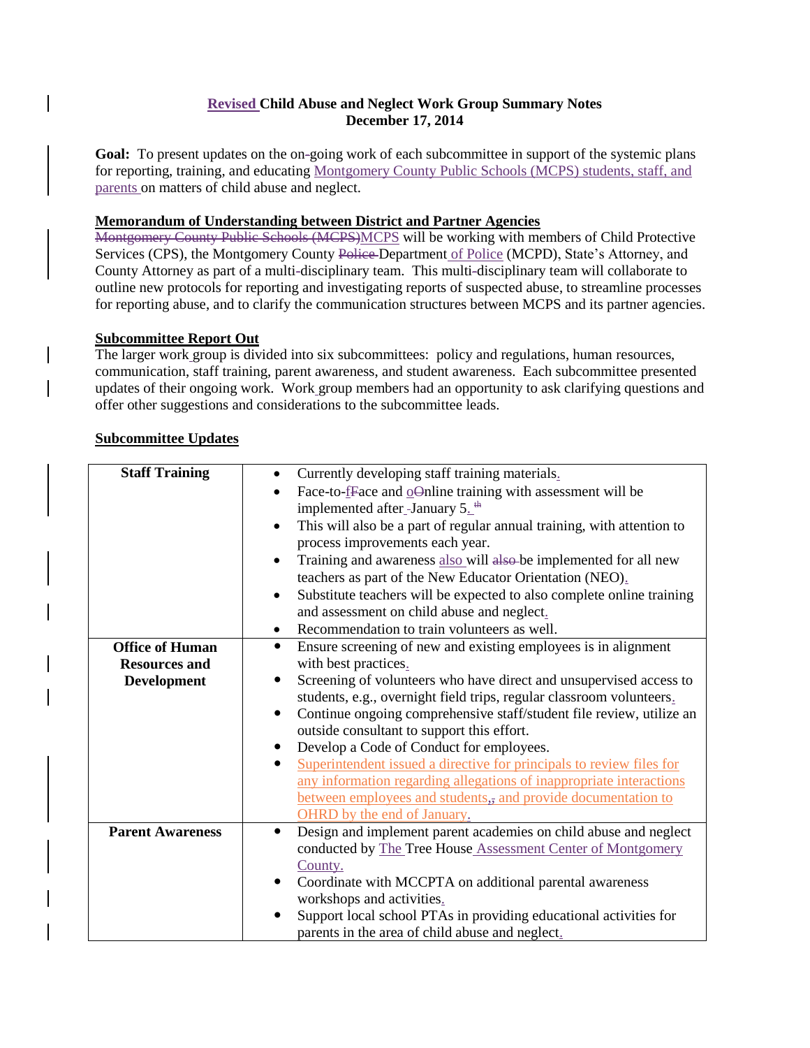**Revised Child Abuse and Neglect Work Group Summary Notes**
**December 17, 2014**

**Goal:** To present updates on the on-going work of each subcommittee in support of the systemic plans for reporting, training, and educating Montgomery County Public Schools (MCPS) students, staff, and parents on matters of child abuse and neglect.

**Memorandum of Understanding between District and Partner Agencies**

MCPS will be working with members of Child Protective Services (CPS), the Montgomery County Department of Police (MCPD), State's Attorney, and County Attorney as part of a multi-disciplinary team. This multi-disciplinary team will collaborate to outline new protocols for reporting and investigating reports of suspected abuse, to streamline processes for reporting abuse, and to clarify the communication structures between MCPS and its partner agencies.

**Subcommittee Report Out**

The larger work group is divided into six subcommittees: policy and regulations, human resources, communication, staff training, parent awareness, and student awareness. Each subcommittee presented updates of their ongoing work. Work group members had an opportunity to ask clarifying questions and offer other suggestions and considerations to the subcommittee leads.

**Subcommittee Updates**

| | |
|---|---|
| **Staff Training** | • Currently developing staff training materials.<br>• Face-to-face and online training with assessment will be implemented after January 5.<br>• This will also be a part of regular annual training, with attention to process improvements each year.<br>• Training and awareness also will be implemented for all new teachers as part of the New Educator Orientation (NEO).<br>• Substitute teachers will be expected to also complete online training and assessment on child abuse and neglect.<br>• Recommendation to train volunteers as well. |
| **Office of Human Resources and Development** | • Ensure screening of new and existing employees is in alignment with best practices.<br>• Screening of volunteers who have direct and unsupervised access to students, e.g., overnight field trips, regular classroom volunteers.<br>• Continue ongoing comprehensive staff/student file review, utilize an outside consultant to support this effort.<br>• Develop a Code of Conduct for employees.<br>• Superintendent issued a directive for principals to review files for any information regarding allegations of inappropriate interactions between employees and students, and provide documentation to OHRD by the end of January. |
| **Parent Awareness** | • Design and implement parent academies on child abuse and neglect conducted by The Tree House Assessment Center of Montgomery County.<br>• Coordinate with MCCPTA on additional parental awareness workshops and activities.<br>• Support local school PTAs in providing educational activities for parents in the area of child abuse and neglect. |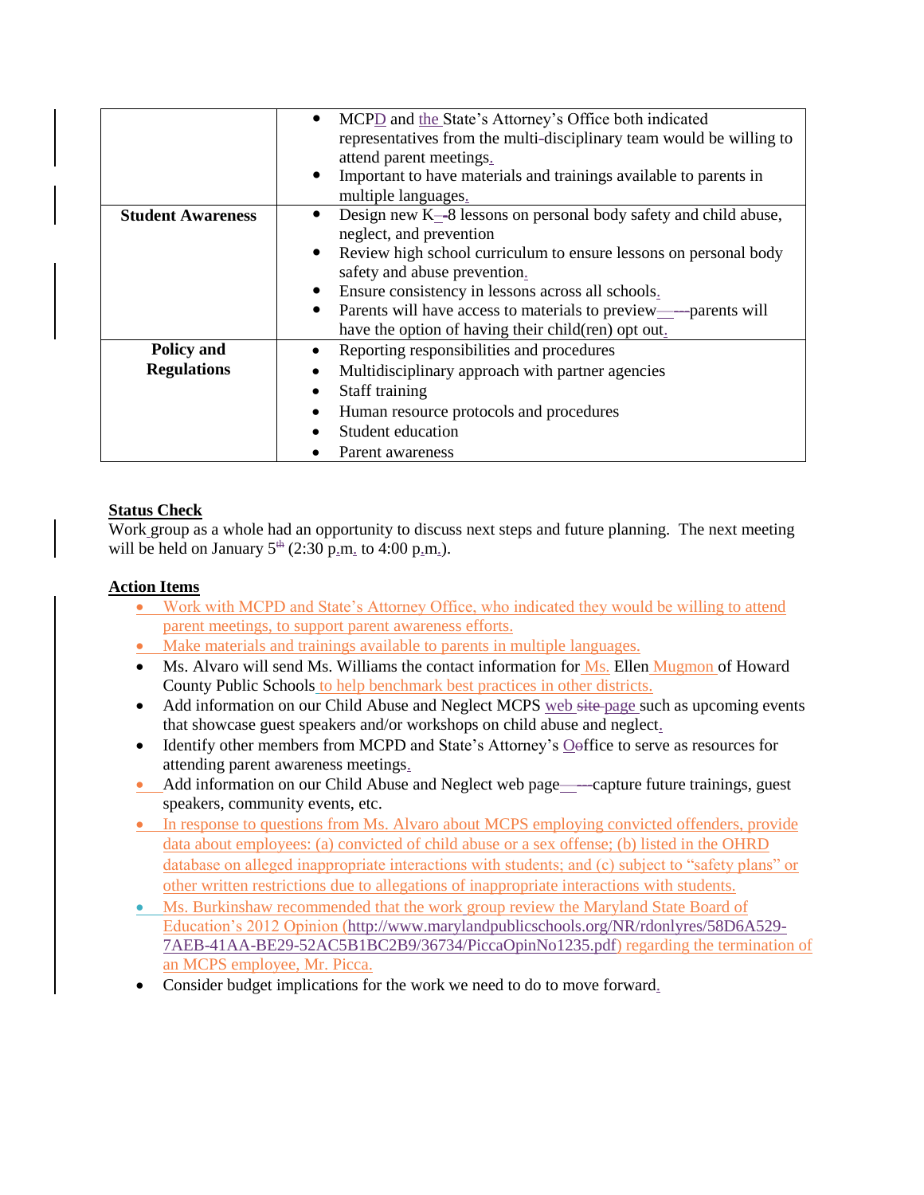| | |
|---|---|
| | • MCPD and the State's Attorney's Office both indicated representatives from the multi-disciplinary team would be willing to attend parent meetings.<br>• Important to have materials and trainings available to parents in multiple languages. |
| **Student Awareness** | • Design new K–8 lessons on personal body safety and child abuse, neglect, and prevention<br>• Review high school curriculum to ensure lessons on personal body safety and abuse prevention.<br>• Ensure consistency in lessons across all schools.<br>• Parents will have access to materials to preview—parents will have the option of having their child(ren) opt out. |
| **Policy and Regulations** | • Reporting responsibilities and procedures<br>• Multidisciplinary approach with partner agencies<br>• Staff training<br>• Human resource protocols and procedures<br>• Student education<br>• Parent awareness |

**Status Check**

Work group as a whole had an opportunity to discuss next steps and future planning. The next meeting will be held on January 5 (2:30 p.m. to 4:00 p.m.).

**Action Items**

- Work with MCPD and State's Attorney Office, who indicated they would be willing to attend parent meetings, to support parent awareness efforts.
- Make materials and trainings available to parents in multiple languages.
- Ms. Alvaro will send Ms. Williams the contact information for Ms. Ellen Mugmon of Howard County Public Schools to help benchmark best practices in other districts.
- Add information on our Child Abuse and Neglect MCPS web page such as upcoming events that showcase guest speakers and/or workshops on child abuse and neglect.
- Identify other members from MCPD and State's Attorney's Office to serve as resources for attending parent awareness meetings.
- Add information on our Child Abuse and Neglect web page—capture future trainings, guest speakers, community events, etc.
- In response to questions from Ms. Alvaro about MCPS employing convicted offenders, provide data about employees: (a) convicted of child abuse or a sex offense; (b) listed in the OHRD database on alleged inappropriate interactions with students; and (c) subject to "safety plans" or other written restrictions due to allegations of inappropriate interactions with students.
- Ms. Burkinshaw recommended that the work group review the Maryland State Board of Education's 2012 Opinion (http://www.marylandpublicschools.org/NR/rdonlyres/58D6A529-7AEB-41AA-BE29-52AC5B1BC2B9/36734/PiccaOpinNo1235.pdf) regarding the termination of an MCPS employee, Mr. Picca.
- Consider budget implications for the work we need to do to move forward.